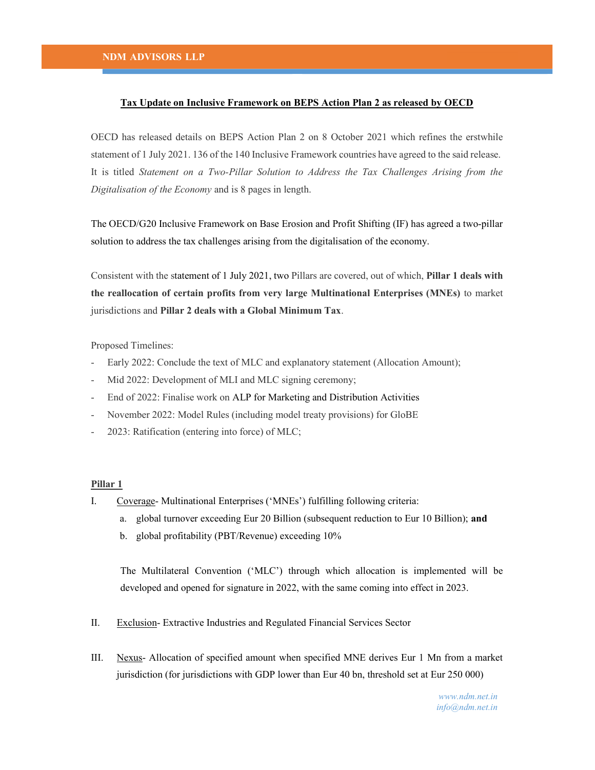**NDM ADVISORS LLP**

## Tax Update on Inclusive Framework on BEPS Action Plan 2 as released by OECD

OECD has released details on BEPS Action Plan 2 on 8 October 2021 which refines the erstwhile statement of 1 July 2021. 136 of the 140 Inclusive Framework countries have agreed to the said release. It is titled *Statement on a Two-Pillar Solution to Address the Tax Challenges Arising from the Digitalisation of the Economy* and is 8 pages in length.

The OECD/G20 Inclusive Framework on Base Erosion and Profit Shifting (IF) has agreed a two-pillar solution to address the tax challenges arising from the digitalisation of the economy.

Consistent with the statement of 1 July 2021, two Pillars are covered, out of which, **Pillar 1 deals with the reallocation of certain profits from very large Multinational Enterprises (MNEs)** to market jurisdictions and **Pillar 2 deals with a Global Minimum Tax**.

Proposed Timelines:

- Early 2022: Conclude the text of MLC and explanatory statement (Allocation Amount);
- Mid 2022: Development of MLI and MLC signing ceremony;
- End of 2022: Finalise work on ALP for Marketing and Distribution Activities
- November 2022: Model Rules (including model treaty provisions) for GloBE
- 2023: Ratification (entering into force) of MLC;

### Pillar 1

I. Coverage- Multinational Enterprises ('MNEs') fulfilling following criteria:

   a. global turnover exceeding Eur 20 Billion (subsequent reduction to Eur 10 Billion); **and**

   b. global profitability (PBT/Revenue) exceeding 10%

   The Multilateral Convention ('MLC') through which allocation is implemented will be developed and opened for signature in 2022, with the same coming into effect in 2023.

II. Exclusion- Extractive Industries and Regulated Financial Services Sector

III. Nexus- Allocation of specified amount when specified MNE derives Eur 1 Mn from a market jurisdiction (for jurisdictions with GDP lower than Eur 40 bn, threshold set at Eur 250 000)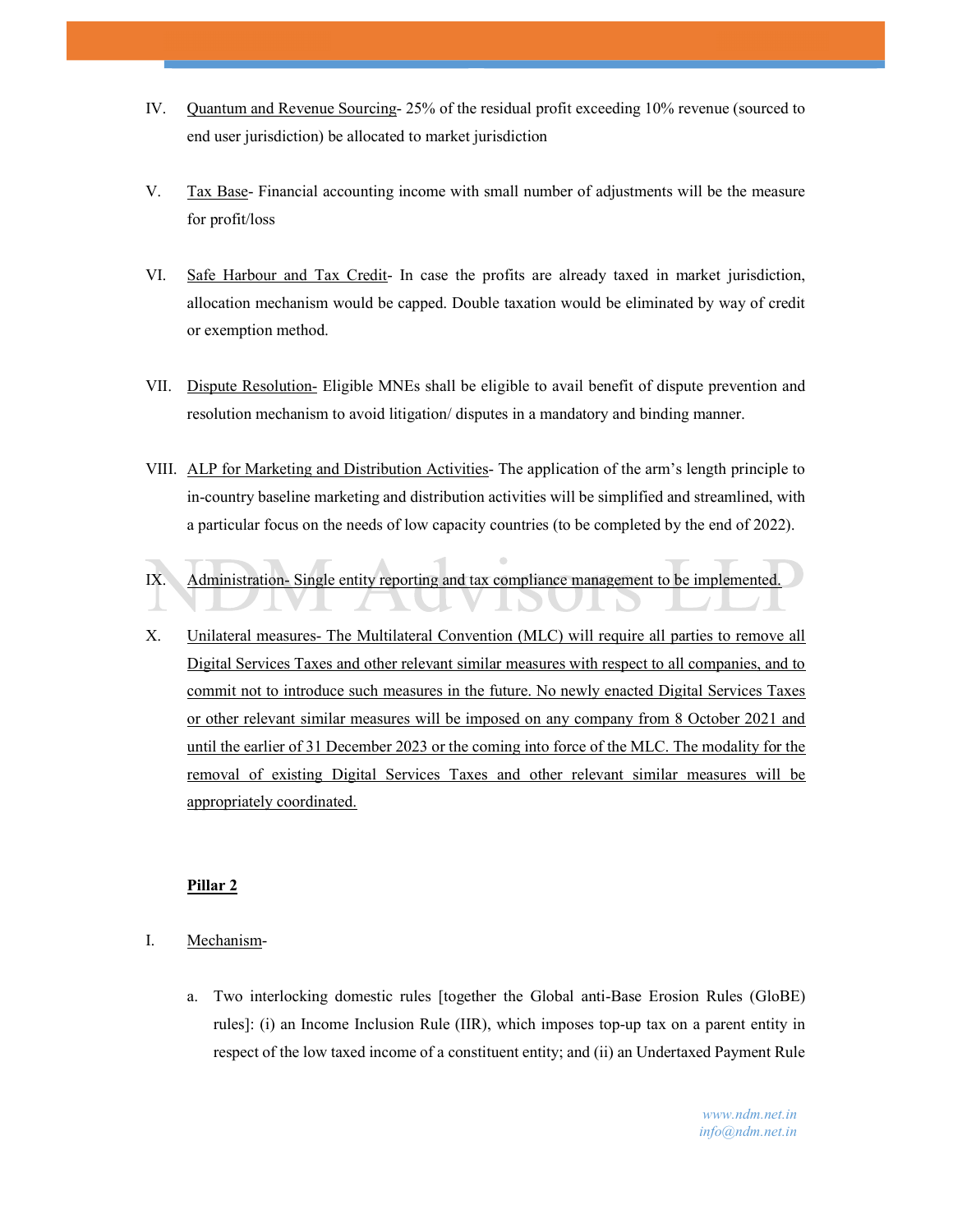IV. Quantum and Revenue Sourcing- 25% of the residual profit exceeding 10% revenue (sourced to end user jurisdiction) be allocated to market jurisdiction

V. Tax Base- Financial accounting income with small number of adjustments will be the measure for profit/loss

VI. Safe Harbour and Tax Credit- In case the profits are already taxed in market jurisdiction, allocation mechanism would be capped. Double taxation would be eliminated by way of credit or exemption method.

VII. Dispute Resolution- Eligible MNEs shall be eligible to avail benefit of dispute prevention and resolution mechanism to avoid litigation/ disputes in a mandatory and binding manner.

VIII. ALP for Marketing and Distribution Activities- The application of the arm's length principle to in-country baseline marketing and distribution activities will be simplified and streamlined, with a particular focus on the needs of low capacity countries (to be completed by the end of 2022).

IX. Administration- Single entity reporting and tax compliance management to be implemented.

X. Unilateral measures- The Multilateral Convention (MLC) will require all parties to remove all Digital Services Taxes and other relevant similar measures with respect to all companies, and to commit not to introduce such measures in the future. No newly enacted Digital Services Taxes or other relevant similar measures will be imposed on any company from 8 October 2021 and until the earlier of 31 December 2023 or the coming into force of the MLC. The modality for the removal of existing Digital Services Taxes and other relevant similar measures will be appropriately coordinated.

**Pillar 2**

I. Mechanism-

a. Two interlocking domestic rules [together the Global anti-Base Erosion Rules (GloBE) rules]: (i) an Income Inclusion Rule (IIR), which imposes top-up tax on a parent entity in respect of the low taxed income of a constituent entity; and (ii) an Undertaxed Payment Rule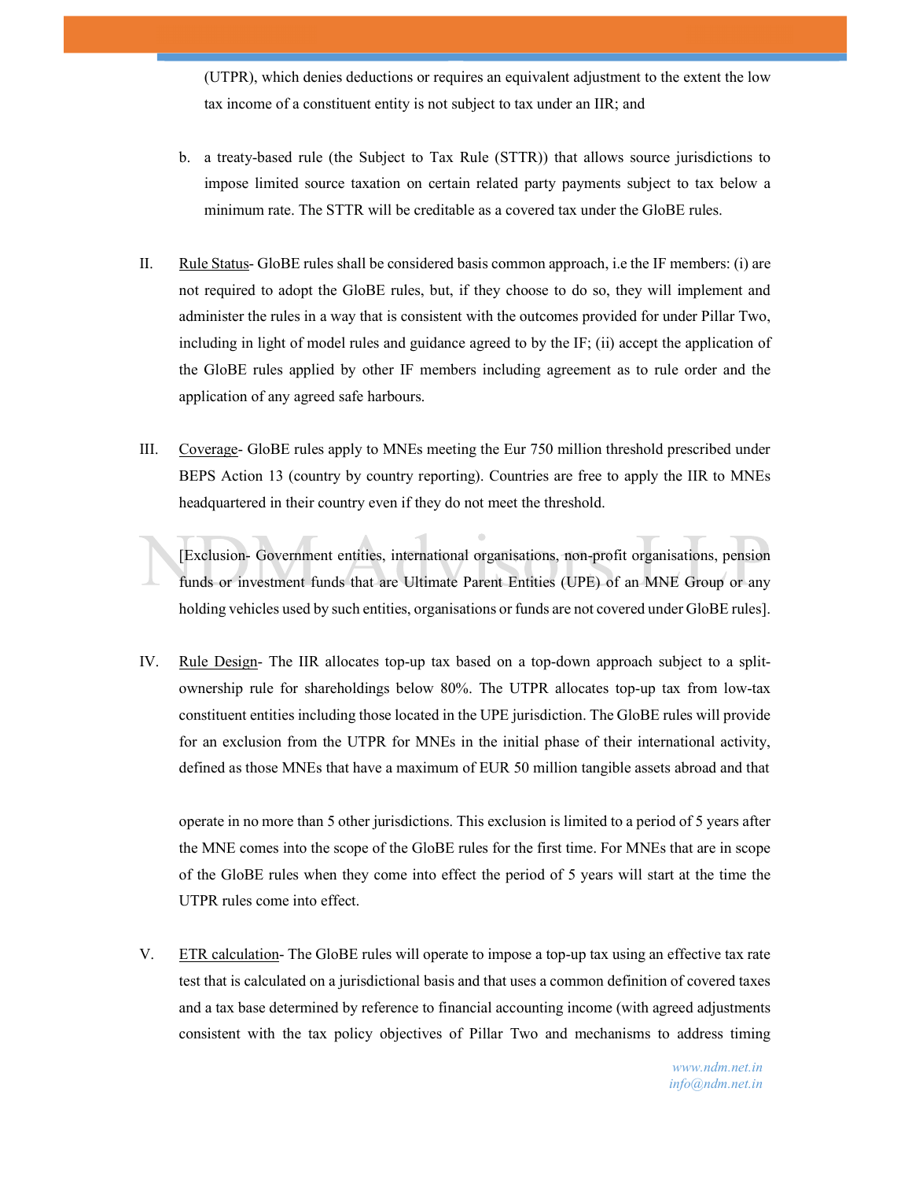(UTPR), which denies deductions or requires an equivalent adjustment to the extent the low tax income of a constituent entity is not subject to tax under an IIR; and

b. a treaty-based rule (the Subject to Tax Rule (STTR)) that allows source jurisdictions to impose limited source taxation on certain related party payments subject to tax below a minimum rate. The STTR will be creditable as a covered tax under the GloBE rules.

II. Rule Status- GloBE rules shall be considered basis common approach, i.e the IF members: (i) are not required to adopt the GloBE rules, but, if they choose to do so, they will implement and administer the rules in a way that is consistent with the outcomes provided for under Pillar Two, including in light of model rules and guidance agreed to by the IF; (ii) accept the application of the GloBE rules applied by other IF members including agreement as to rule order and the application of any agreed safe harbours.

III. Coverage- GloBE rules apply to MNEs meeting the Eur 750 million threshold prescribed under BEPS Action 13 (country by country reporting). Countries are free to apply the IIR to MNEs headquartered in their country even if they do not meet the threshold.

[Exclusion- Government entities, international organisations, non-profit organisations, pension funds or investment funds that are Ultimate Parent Entities (UPE) of an MNE Group or any holding vehicles used by such entities, organisations or funds are not covered under GloBE rules].

IV. Rule Design- The IIR allocates top-up tax based on a top-down approach subject to a split-ownership rule for shareholdings below 80%. The UTPR allocates top-up tax from low-tax constituent entities including those located in the UPE jurisdiction. The GloBE rules will provide for an exclusion from the UTPR for MNEs in the initial phase of their international activity, defined as those MNEs that have a maximum of EUR 50 million tangible assets abroad and that operate in no more than 5 other jurisdictions. This exclusion is limited to a period of 5 years after the MNE comes into the scope of the GloBE rules for the first time. For MNEs that are in scope of the GloBE rules when they come into effect the period of 5 years will start at the time the UTPR rules come into effect.

V. ETR calculation- The GloBE rules will operate to impose a top-up tax using an effective tax rate test that is calculated on a jurisdictional basis and that uses a common definition of covered taxes and a tax base determined by reference to financial accounting income (with agreed adjustments consistent with the tax policy objectives of Pillar Two and mechanisms to address timing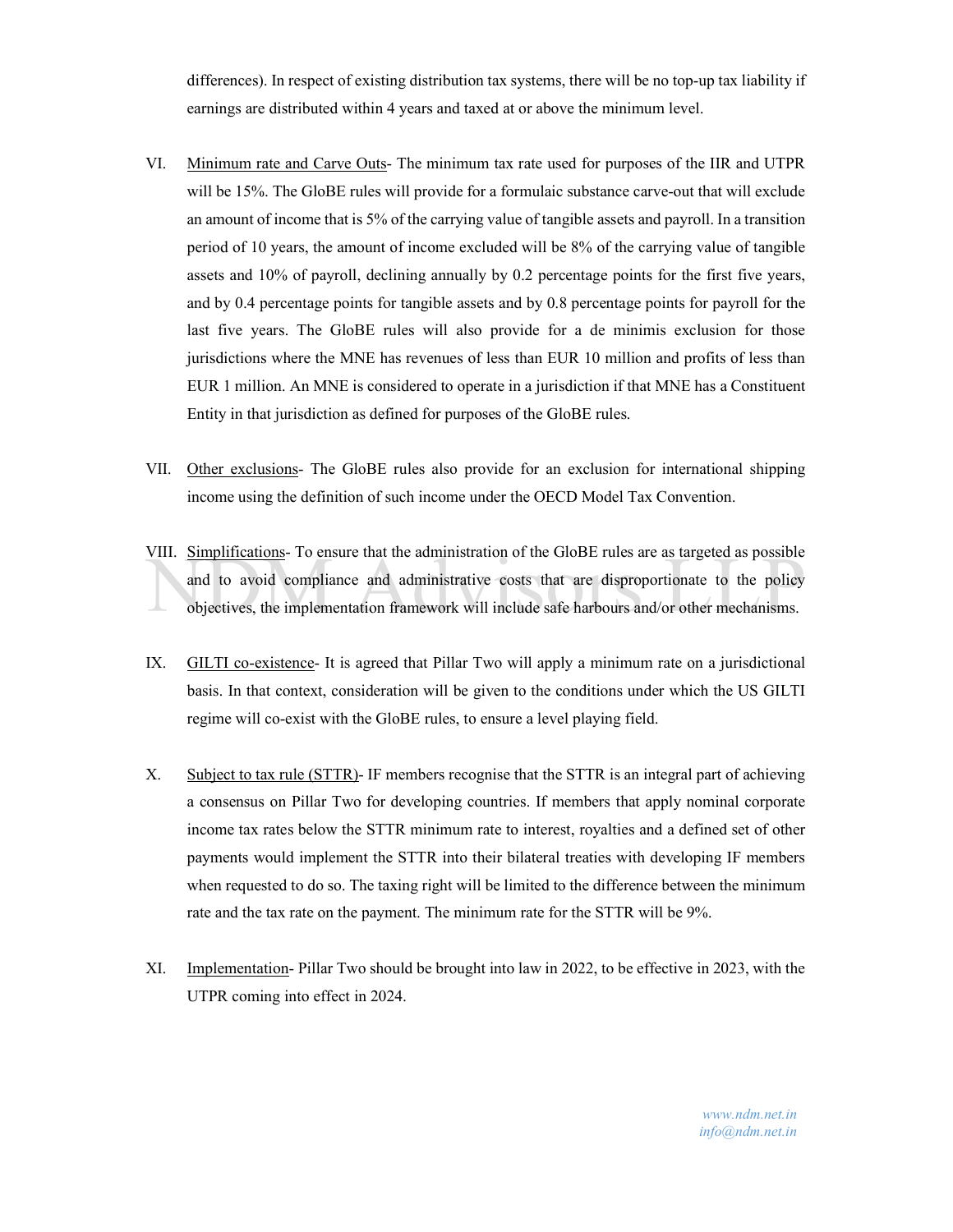differences). In respect of existing distribution tax systems, there will be no top-up tax liability if earnings are distributed within 4 years and taxed at or above the minimum level.

VI. Minimum rate and Carve Outs- The minimum tax rate used for purposes of the IIR and UTPR will be 15%. The GloBE rules will provide for a formulaic substance carve-out that will exclude an amount of income that is 5% of the carrying value of tangible assets and payroll. In a transition period of 10 years, the amount of income excluded will be 8% of the carrying value of tangible assets and 10% of payroll, declining annually by 0.2 percentage points for the first five years, and by 0.4 percentage points for tangible assets and by 0.8 percentage points for payroll for the last five years. The GloBE rules will also provide for a de minimis exclusion for those jurisdictions where the MNE has revenues of less than EUR 10 million and profits of less than EUR 1 million. An MNE is considered to operate in a jurisdiction if that MNE has a Constituent Entity in that jurisdiction as defined for purposes of the GloBE rules.

VII. Other exclusions- The GloBE rules also provide for an exclusion for international shipping income using the definition of such income under the OECD Model Tax Convention.

VIII. Simplifications- To ensure that the administration of the GloBE rules are as targeted as possible and to avoid compliance and administrative costs that are disproportionate to the policy objectives, the implementation framework will include safe harbours and/or other mechanisms.

IX. GILTI co-existence- It is agreed that Pillar Two will apply a minimum rate on a jurisdictional basis. In that context, consideration will be given to the conditions under which the US GILTI regime will co-exist with the GloBE rules, to ensure a level playing field.

X. Subject to tax rule (STTR)- IF members recognise that the STTR is an integral part of achieving a consensus on Pillar Two for developing countries. If members that apply nominal corporate income tax rates below the STTR minimum rate to interest, royalties and a defined set of other payments would implement the STTR into their bilateral treaties with developing IF members when requested to do so. The taxing right will be limited to the difference between the minimum rate and the tax rate on the payment. The minimum rate for the STTR will be 9%.

XI. Implementation- Pillar Two should be brought into law in 2022, to be effective in 2023, with the UTPR coming into effect in 2024.